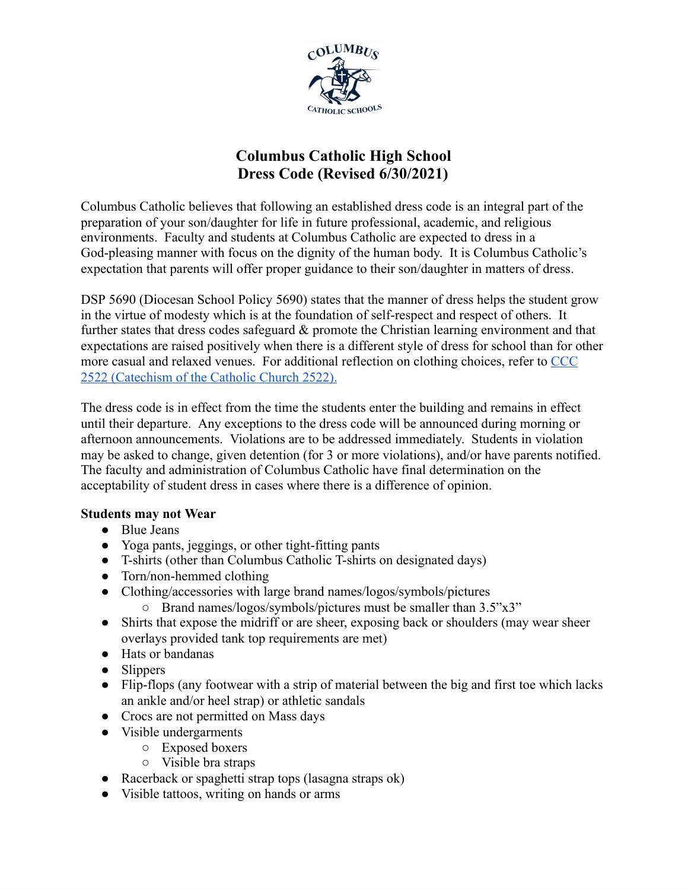# Columbus Catholic High School
# Dress Code (Revised 6/30/2021)

Columbus Catholic believes that following an established dress code is an integral part of the preparation of your son/daughter for life in future professional, academic, and religious environments. Faculty and students at Columbus Catholic are expected to dress in a God-pleasing manner with focus on the dignity of the human body. It is Columbus Catholic's expectation that parents will offer proper guidance to their son/daughter in matters of dress.

DSP 5690 (Diocesan School Policy 5690) states that the manner of dress helps the student grow in the virtue of modesty which is at the foundation of self-respect and respect of others. It further states that dress codes safeguard & promote the Christian learning environment and that expectations are raised positively when there is a different style of dress for school than for other more casual and relaxed venues. For additional reflection on clothing choices, refer to CCC 2522 (Catechism of the Catholic Church 2522).

The dress code is in effect from the time the students enter the building and remains in effect until their departure. Any exceptions to the dress code will be announced during morning or afternoon announcements. Violations are to be addressed immediately. Students in violation may be asked to change, given detention (for 3 or more violations), and/or have parents notified. The faculty and administration of Columbus Catholic have final determination on the acceptability of student dress in cases where there is a difference of opinion.

**Students may not Wear**

- Blue Jeans
- Yoga pants, jeggings, or other tight-fitting pants
- T-shirts (other than Columbus Catholic T-shirts on designated days)
- Torn/non-hemmed clothing
- Clothing/accessories with large brand names/logos/symbols/pictures
  - Brand names/logos/symbols/pictures must be smaller than 3.5"x3"
- Shirts that expose the midriff or are sheer, exposing back or shoulders (may wear sheer overlays provided tank top requirements are met)
- Hats or bandanas
- Slippers
- Flip-flops (any footwear with a strip of material between the big and first toe which lacks an ankle and/or heel strap) or athletic sandals
- Crocs are not permitted on Mass days
- Visible undergarments
  - Exposed boxers
  - Visible bra straps
- Racerback or spaghetti strap tops (lasagna straps ok)
- Visible tattoos, writing on hands or arms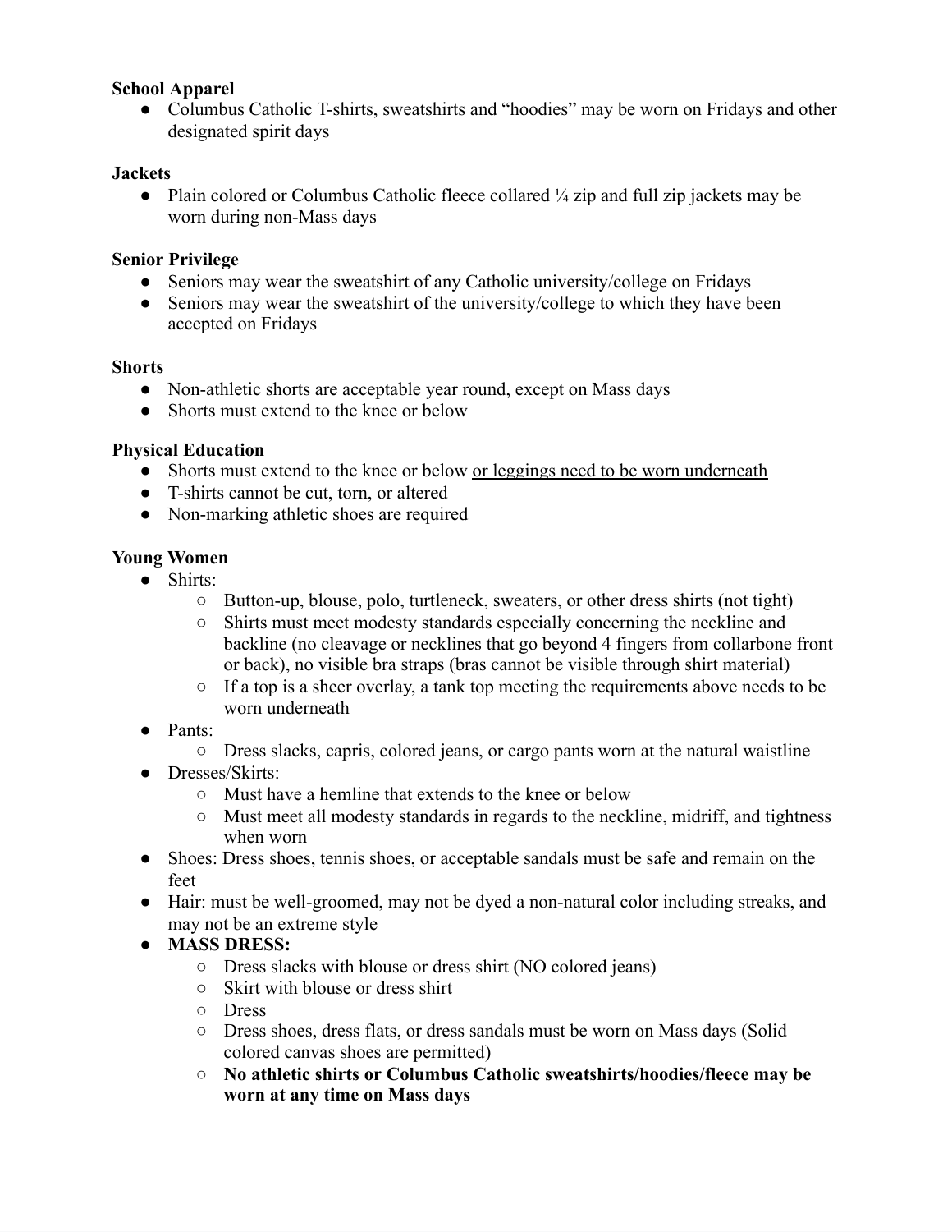**School Apparel**

- Columbus Catholic T-shirts, sweatshirts and "hoodies" may be worn on Fridays and other designated spirit days

**Jackets**

- Plain colored or Columbus Catholic fleece collared ¼ zip and full zip jackets may be worn during non-Mass days

**Senior Privilege**

- Seniors may wear the sweatshirt of any Catholic university/college on Fridays
- Seniors may wear the sweatshirt of the university/college to which they have been accepted on Fridays

**Shorts**

- Non-athletic shorts are acceptable year round, except on Mass days
- Shorts must extend to the knee or below

**Physical Education**

- Shorts must extend to the knee or below <u>or leggings need to be worn underneath</u>
- T-shirts cannot be cut, torn, or altered
- Non-marking athletic shoes are required

**Young Women**

- Shirts:
  - Button-up, blouse, polo, turtleneck, sweaters, or other dress shirts (not tight)
  - Shirts must meet modesty standards especially concerning the neckline and backline (no cleavage or necklines that go beyond 4 fingers from collarbone front or back), no visible bra straps (bras cannot be visible through shirt material)
  - If a top is a sheer overlay, a tank top meeting the requirements above needs to be worn underneath
- Pants:
  - Dress slacks, capris, colored jeans, or cargo pants worn at the natural waistline
- Dresses/Skirts:
  - Must have a hemline that extends to the knee or below
  - Must meet all modesty standards in regards to the neckline, midriff, and tightness when worn
- Shoes: Dress shoes, tennis shoes, or acceptable sandals must be safe and remain on the feet
- Hair: must be well-groomed, may not be dyed a non-natural color including streaks, and may not be an extreme style
- **MASS DRESS:**
  - Dress slacks with blouse or dress shirt (NO colored jeans)
  - Skirt with blouse or dress shirt
  - Dress
  - Dress shoes, dress flats, or dress sandals must be worn on Mass days (Solid colored canvas shoes are permitted)
  - **No athletic shirts or Columbus Catholic sweatshirts/hoodies/fleece may be worn at any time on Mass days**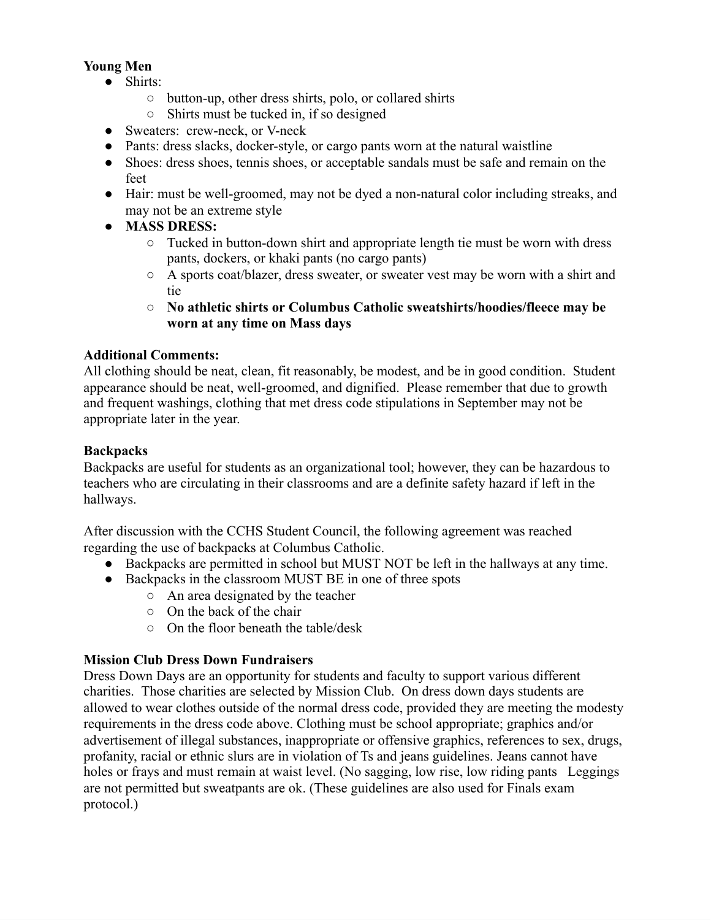**Young Men**

- Shirts:
  - button-up, other dress shirts, polo, or collared shirts
  - Shirts must be tucked in, if so designed
- Sweaters: crew-neck, or V-neck
- Pants: dress slacks, docker-style, or cargo pants worn at the natural waistline
- Shoes: dress shoes, tennis shoes, or acceptable sandals must be safe and remain on the feet
- Hair: must be well-groomed, may not be dyed a non-natural color including streaks, and may not be an extreme style
- **MASS DRESS:**
  - Tucked in button-down shirt and appropriate length tie must be worn with dress pants, dockers, or khaki pants (no cargo pants)
  - A sports coat/blazer, dress sweater, or sweater vest may be worn with a shirt and tie
  - **No athletic shirts or Columbus Catholic sweatshirts/hoodies/fleece may be worn at any time on Mass days**

**Additional Comments:**

All clothing should be neat, clean, fit reasonably, be modest, and be in good condition. Student appearance should be neat, well-groomed, and dignified. Please remember that due to growth and frequent washings, clothing that met dress code stipulations in September may not be appropriate later in the year.

**Backpacks**

Backpacks are useful for students as an organizational tool; however, they can be hazardous to teachers who are circulating in their classrooms and are a definite safety hazard if left in the hallways.

After discussion with the CCHS Student Council, the following agreement was reached regarding the use of backpacks at Columbus Catholic.

- Backpacks are permitted in school but MUST NOT be left in the hallways at any time.
- Backpacks in the classroom MUST BE in one of three spots
  - An area designated by the teacher
  - On the back of the chair
  - On the floor beneath the table/desk

**Mission Club Dress Down Fundraisers**

Dress Down Days are an opportunity for students and faculty to support various different charities. Those charities are selected by Mission Club. On dress down days students are allowed to wear clothes outside of the normal dress code, provided they are meeting the modesty requirements in the dress code above. Clothing must be school appropriate; graphics and/or advertisement of illegal substances, inappropriate or offensive graphics, references to sex, drugs, profanity, racial or ethnic slurs are in violation of Ts and jeans guidelines. Jeans cannot have holes or frays and must remain at waist level. (No sagging, low rise, low riding pants Leggings are not permitted but sweatpants are ok. (These guidelines are also used for Finals exam protocol.)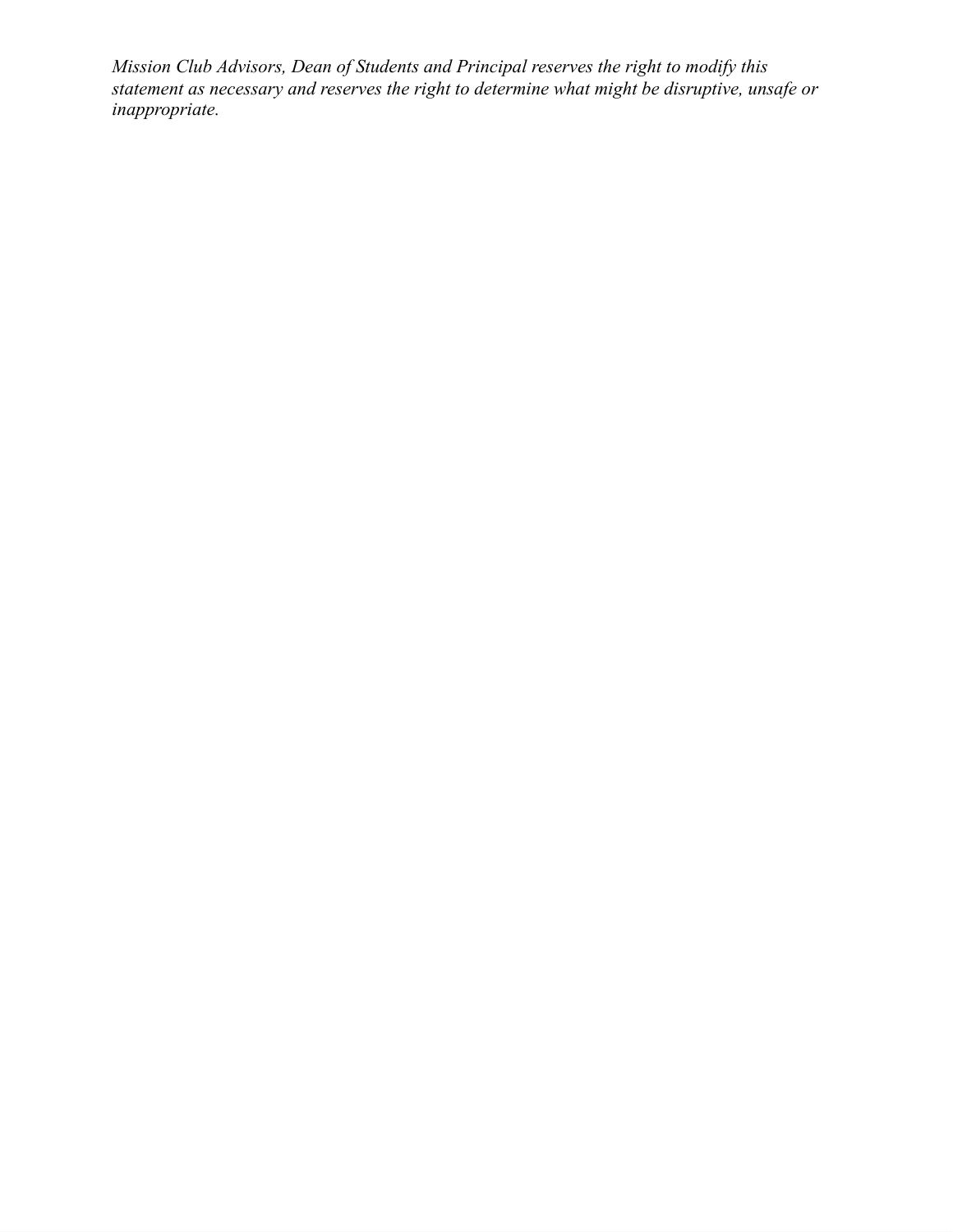*Mission Club Advisors, Dean of Students and Principal reserves the right to modify this statement as necessary and reserves the right to determine what might be disruptive, unsafe or inappropriate.*